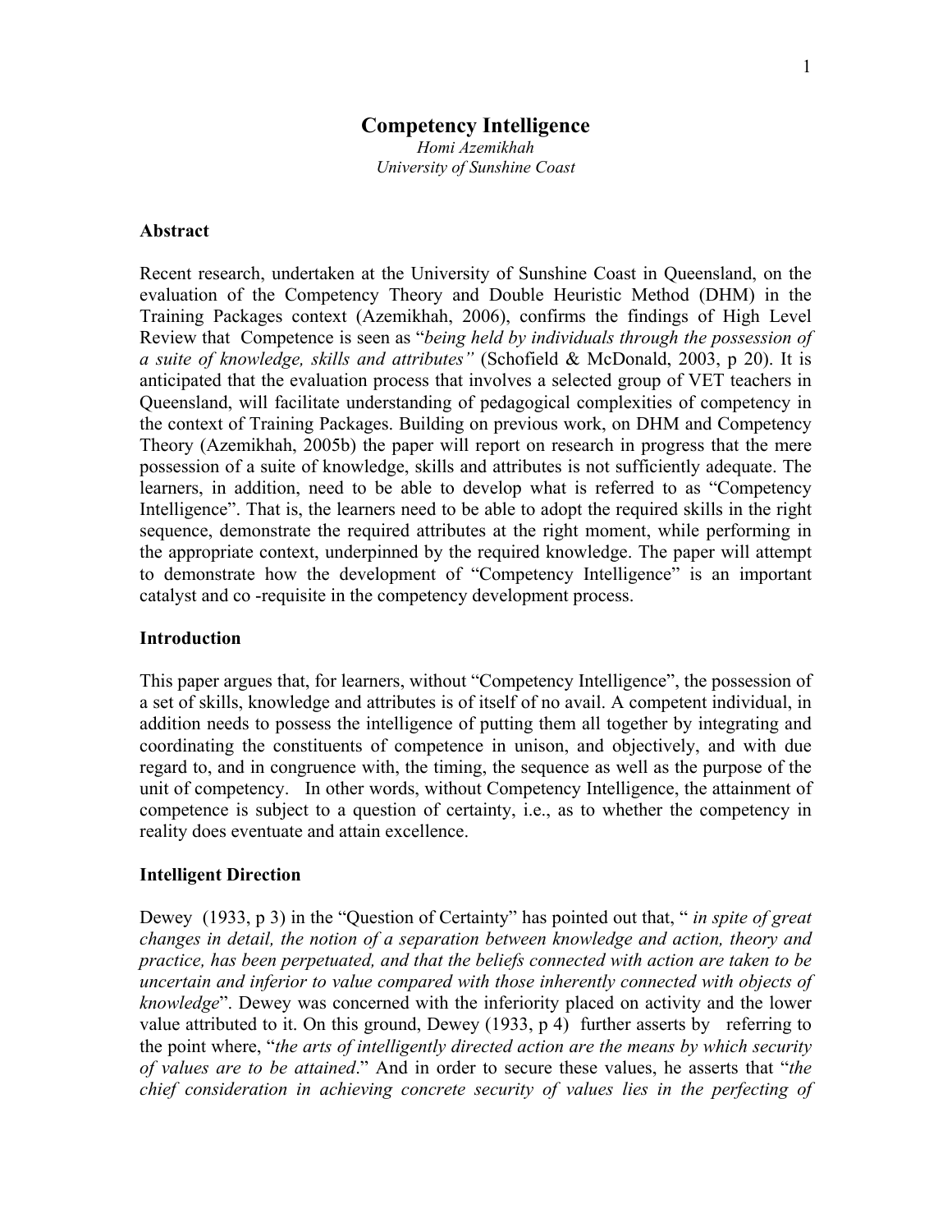# Competency Intelligence

*Homi Azemikhah*
*University of Sunshine Coast*

## Abstract

Recent research, undertaken at the University of Sunshine Coast in Queensland, on the evaluation of the Competency Theory and Double Heuristic Method (DHM) in the Training Packages context (Azemikhah, 2006), confirms the findings of High Level Review that Competence is seen as "*being held by individuals through the possession of a suite of knowledge, skills and attributes"* (Schofield & McDonald, 2003, p 20). It is anticipated that the evaluation process that involves a selected group of VET teachers in Queensland, will facilitate understanding of pedagogical complexities of competency in the context of Training Packages. Building on previous work, on DHM and Competency Theory (Azemikhah, 2005b) the paper will report on research in progress that the mere possession of a suite of knowledge, skills and attributes is not sufficiently adequate. The learners, in addition, need to be able to develop what is referred to as "Competency Intelligence". That is, the learners need to be able to adopt the required skills in the right sequence, demonstrate the required attributes at the right moment, while performing in the appropriate context, underpinned by the required knowledge. The paper will attempt to demonstrate how the development of "Competency Intelligence" is an important catalyst and co -requisite in the competency development process.

## Introduction

This paper argues that, for learners, without "Competency Intelligence", the possession of a set of skills, knowledge and attributes is of itself of no avail. A competent individual, in addition needs to possess the intelligence of putting them all together by integrating and coordinating the constituents of competence in unison, and objectively, and with due regard to, and in congruence with, the timing, the sequence as well as the purpose of the unit of competency. In other words, without Competency Intelligence, the attainment of competence is subject to a question of certainty, i.e., as to whether the competency in reality does eventuate and attain excellence.

## Intelligent Direction

Dewey (1933, p 3) in the "Question of Certainty" has pointed out that, " *in spite of great changes in detail, the notion of a separation between knowledge and action, theory and practice, has been perpetuated, and that the beliefs connected with action are taken to be uncertain and inferior to value compared with those inherently connected with objects of knowledge*". Dewey was concerned with the inferiority placed on activity and the lower value attributed to it. On this ground, Dewey (1933, p 4) further asserts by referring to the point where, "*the arts of intelligently directed action are the means by which security of values are to be attained*." And in order to secure these values, he asserts that "*the chief consideration in achieving concrete security of values lies in the perfecting of*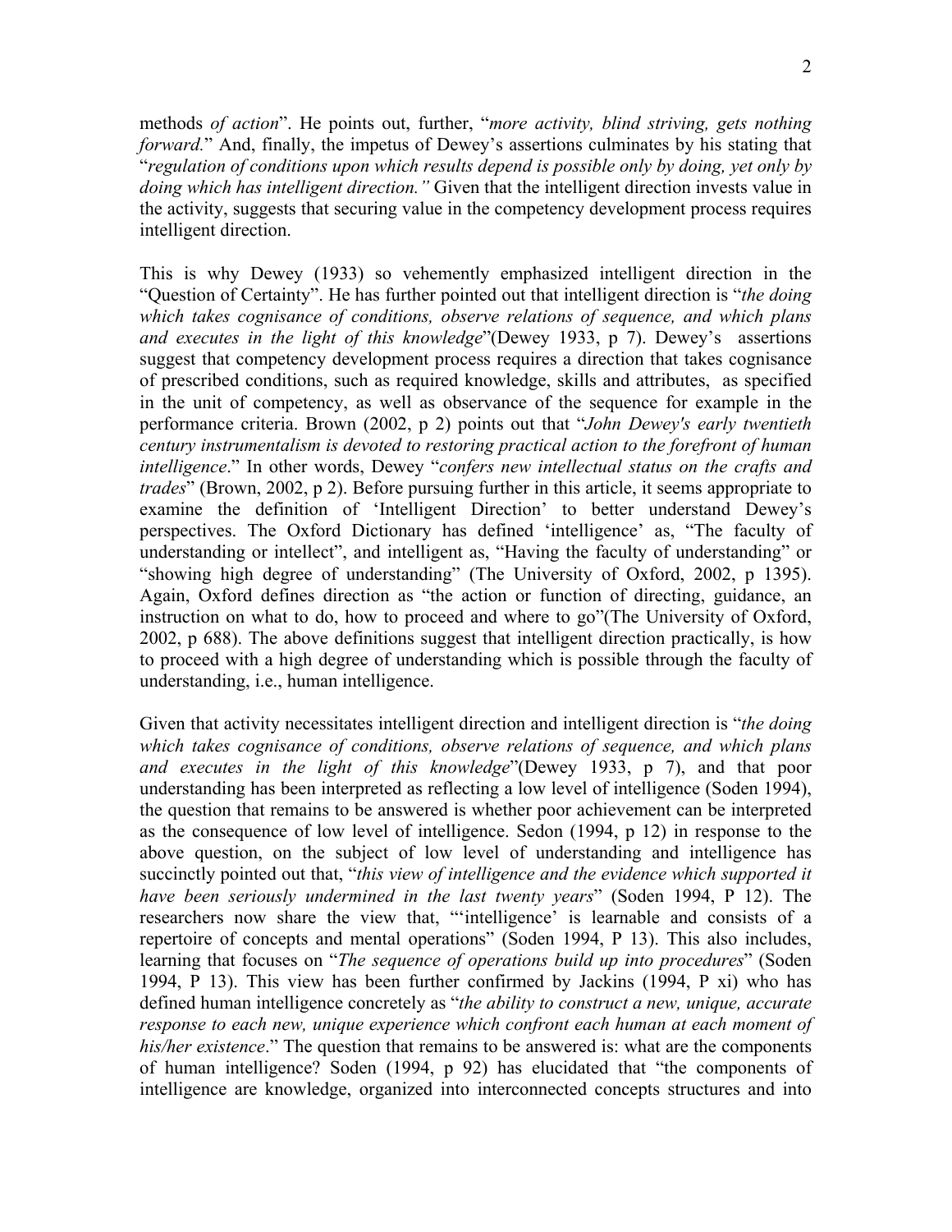methods *of action*". He points out, further, "*more activity, blind striving, gets nothing forward.*" And, finally, the impetus of Dewey's assertions culminates by his stating that "*regulation of conditions upon which results depend is possible only by doing, yet only by doing which has intelligent direction."* Given that the intelligent direction invests value in the activity, suggests that securing value in the competency development process requires intelligent direction.

This is why Dewey (1933) so vehemently emphasized intelligent direction in the "Question of Certainty". He has further pointed out that intelligent direction is "*the doing which takes cognisance of conditions, observe relations of sequence, and which plans and executes in the light of this knowledge*"(Dewey 1933, p 7). Dewey's assertions suggest that competency development process requires a direction that takes cognisance of prescribed conditions, such as required knowledge, skills and attributes, as specified in the unit of competency, as well as observance of the sequence for example in the performance criteria. Brown (2002, p 2) points out that "*John Dewey's early twentieth century instrumentalism is devoted to restoring practical action to the forefront of human intelligence*." In other words, Dewey "*confers new intellectual status on the crafts and trades*" (Brown, 2002, p 2). Before pursuing further in this article, it seems appropriate to examine the definition of 'Intelligent Direction' to better understand Dewey's perspectives. The Oxford Dictionary has defined 'intelligence' as, "The faculty of understanding or intellect", and intelligent as, "Having the faculty of understanding" or "showing high degree of understanding" (The University of Oxford, 2002, p 1395). Again, Oxford defines direction as "the action or function of directing, guidance, an instruction on what to do, how to proceed and where to go"(The University of Oxford, 2002, p 688). The above definitions suggest that intelligent direction practically, is how to proceed with a high degree of understanding which is possible through the faculty of understanding, i.e., human intelligence.

Given that activity necessitates intelligent direction and intelligent direction is "*the doing which takes cognisance of conditions, observe relations of sequence, and which plans and executes in the light of this knowledge*"(Dewey 1933, p 7), and that poor understanding has been interpreted as reflecting a low level of intelligence (Soden 1994), the question that remains to be answered is whether poor achievement can be interpreted as the consequence of low level of intelligence. Sedon (1994, p 12) in response to the above question, on the subject of low level of understanding and intelligence has succinctly pointed out that, "*this view of intelligence and the evidence which supported it have been seriously undermined in the last twenty years*" (Soden 1994, P 12). The researchers now share the view that, "'intelligence' is learnable and consists of a repertoire of concepts and mental operations" (Soden 1994, P 13). This also includes, learning that focuses on "*The sequence of operations build up into procedures*" (Soden 1994, P 13). This view has been further confirmed by Jackins (1994, P xi) who has defined human intelligence concretely as "*the ability to construct a new, unique, accurate response to each new, unique experience which confront each human at each moment of his/her existence*." The question that remains to be answered is: what are the components of human intelligence? Soden (1994, p 92) has elucidated that "the components of intelligence are knowledge, organized into interconnected concepts structures and into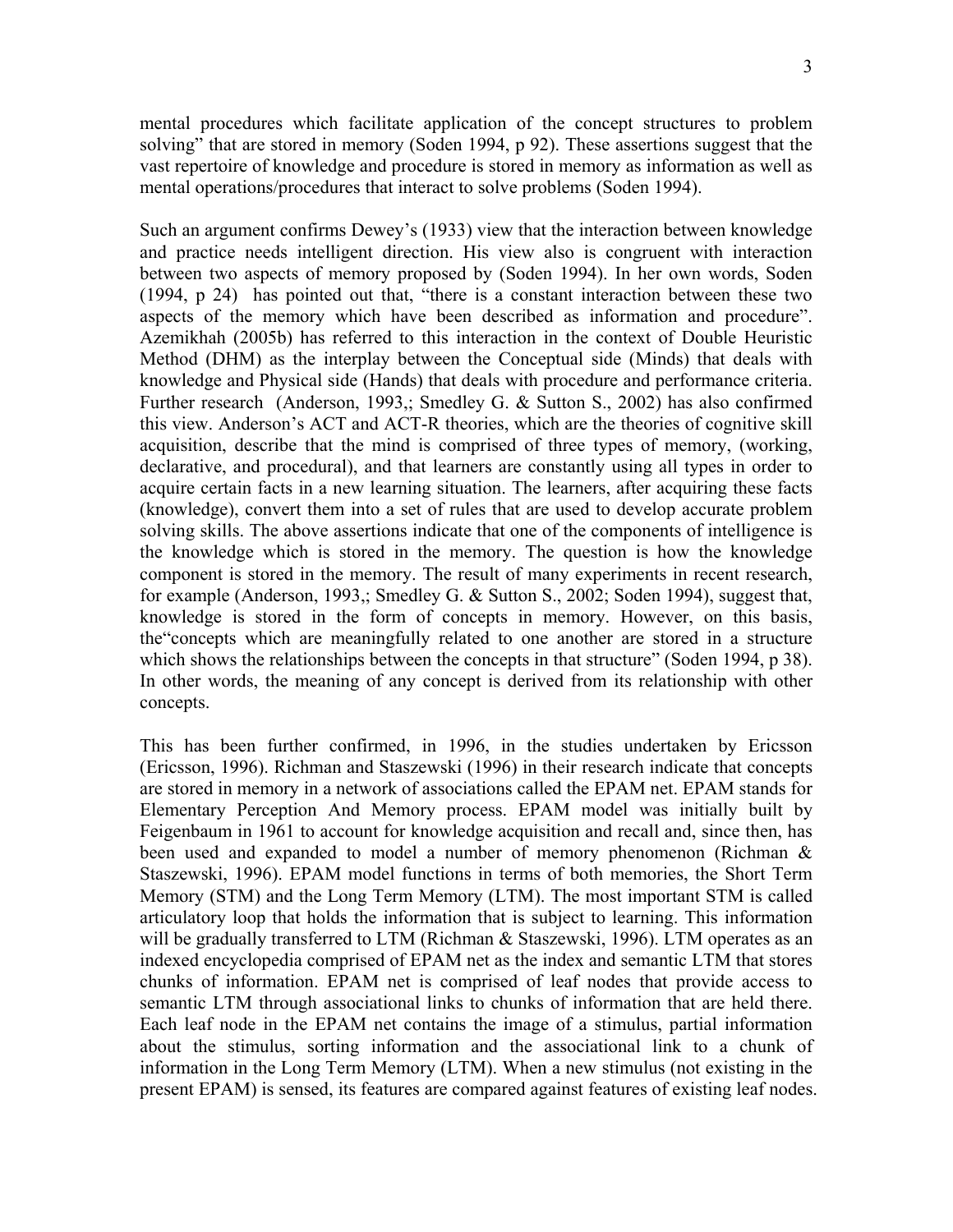mental procedures which facilitate application of the concept structures to problem solving" that are stored in memory (Soden 1994, p 92). These assertions suggest that the vast repertoire of knowledge and procedure is stored in memory as information as well as mental operations/procedures that interact to solve problems (Soden 1994).

Such an argument confirms Dewey's (1933) view that the interaction between knowledge and practice needs intelligent direction. His view also is congruent with interaction between two aspects of memory proposed by (Soden 1994). In her own words, Soden (1994, p 24) has pointed out that, "there is a constant interaction between these two aspects of the memory which have been described as information and procedure". Azemikhah (2005b) has referred to this interaction in the context of Double Heuristic Method (DHM) as the interplay between the Conceptual side (Minds) that deals with knowledge and Physical side (Hands) that deals with procedure and performance criteria. Further research (Anderson, 1993,; Smedley G. & Sutton S., 2002) has also confirmed this view. Anderson's ACT and ACT-R theories, which are the theories of cognitive skill acquisition, describe that the mind is comprised of three types of memory, (working, declarative, and procedural), and that learners are constantly using all types in order to acquire certain facts in a new learning situation. The learners, after acquiring these facts (knowledge), convert them into a set of rules that are used to develop accurate problem solving skills. The above assertions indicate that one of the components of intelligence is the knowledge which is stored in the memory. The question is how the knowledge component is stored in the memory. The result of many experiments in recent research, for example (Anderson, 1993,; Smedley G. & Sutton S., 2002; Soden 1994), suggest that, knowledge is stored in the form of concepts in memory. However, on this basis, the"concepts which are meaningfully related to one another are stored in a structure which shows the relationships between the concepts in that structure" (Soden 1994, p 38). In other words, the meaning of any concept is derived from its relationship with other concepts.

This has been further confirmed, in 1996, in the studies undertaken by Ericsson (Ericsson, 1996). Richman and Staszewski (1996) in their research indicate that concepts are stored in memory in a network of associations called the EPAM net. EPAM stands for Elementary Perception And Memory process. EPAM model was initially built by Feigenbaum in 1961 to account for knowledge acquisition and recall and, since then, has been used and expanded to model a number of memory phenomenon (Richman & Staszewski, 1996). EPAM model functions in terms of both memories, the Short Term Memory (STM) and the Long Term Memory (LTM). The most important STM is called articulatory loop that holds the information that is subject to learning. This information will be gradually transferred to LTM (Richman & Staszewski, 1996). LTM operates as an indexed encyclopedia comprised of EPAM net as the index and semantic LTM that stores chunks of information. EPAM net is comprised of leaf nodes that provide access to semantic LTM through associational links to chunks of information that are held there. Each leaf node in the EPAM net contains the image of a stimulus, partial information about the stimulus, sorting information and the associational link to a chunk of information in the Long Term Memory (LTM). When a new stimulus (not existing in the present EPAM) is sensed, its features are compared against features of existing leaf nodes.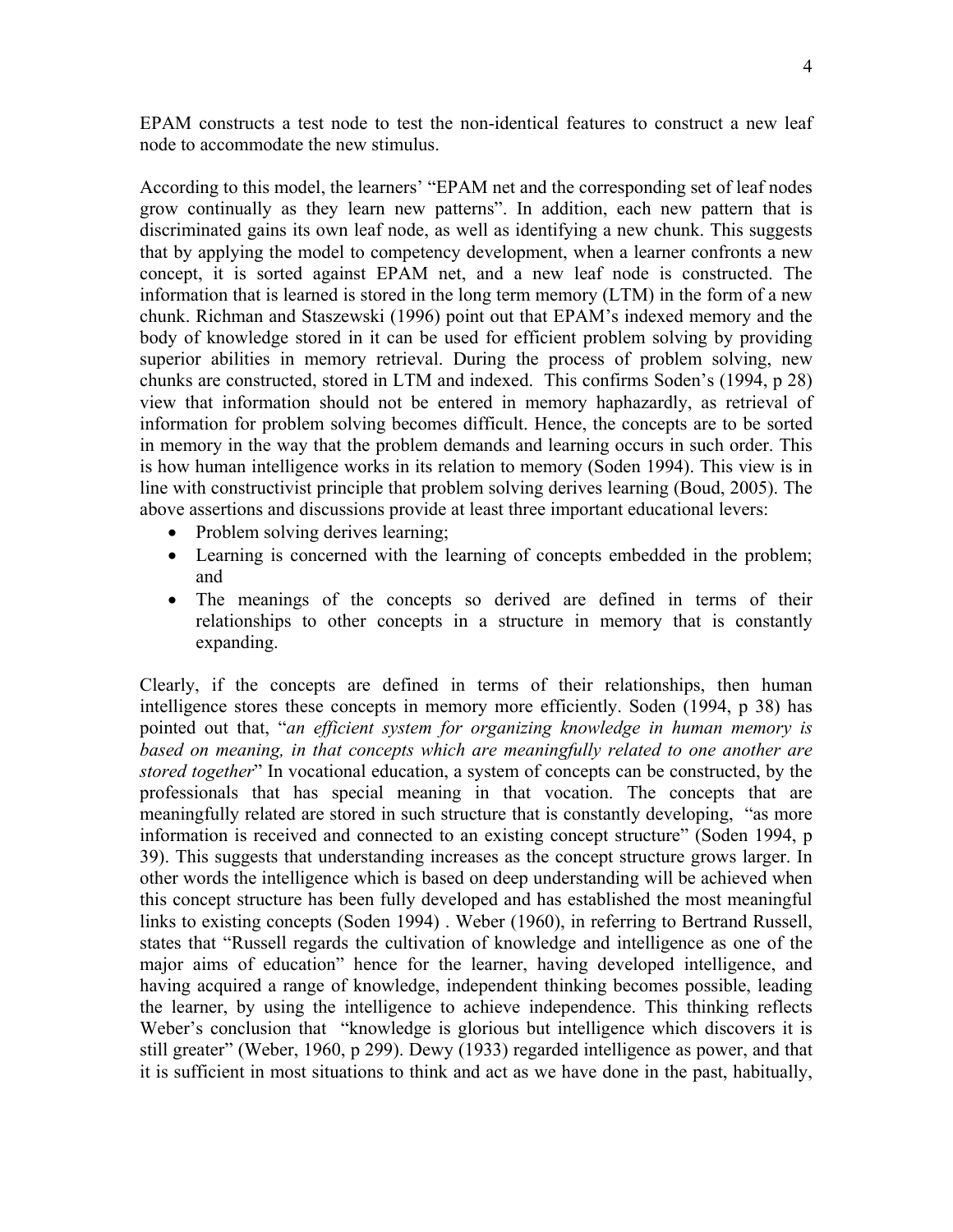EPAM constructs a test node to test the non-identical features to construct a new leaf node to accommodate the new stimulus.

According to this model, the learners' "EPAM net and the corresponding set of leaf nodes grow continually as they learn new patterns". In addition, each new pattern that is discriminated gains its own leaf node, as well as identifying a new chunk. This suggests that by applying the model to competency development, when a learner confronts a new concept, it is sorted against EPAM net, and a new leaf node is constructed. The information that is learned is stored in the long term memory (LTM) in the form of a new chunk. Richman and Staszewski (1996) point out that EPAM's indexed memory and the body of knowledge stored in it can be used for efficient problem solving by providing superior abilities in memory retrieval. During the process of problem solving, new chunks are constructed, stored in LTM and indexed. This confirms Soden's (1994, p 28) view that information should not be entered in memory haphazardly, as retrieval of information for problem solving becomes difficult. Hence, the concepts are to be sorted in memory in the way that the problem demands and learning occurs in such order. This is how human intelligence works in its relation to memory (Soden 1994). This view is in line with constructivist principle that problem solving derives learning (Boud, 2005). The above assertions and discussions provide at least three important educational levers:

- Problem solving derives learning;
- Learning is concerned with the learning of concepts embedded in the problem; and
- The meanings of the concepts so derived are defined in terms of their relationships to other concepts in a structure in memory that is constantly expanding.

Clearly, if the concepts are defined in terms of their relationships, then human intelligence stores these concepts in memory more efficiently. Soden (1994, p 38) has pointed out that, "*an efficient system for organizing knowledge in human memory is based on meaning, in that concepts which are meaningfully related to one another are stored together*" In vocational education, a system of concepts can be constructed, by the professionals that has special meaning in that vocation. The concepts that are meaningfully related are stored in such structure that is constantly developing, "as more information is received and connected to an existing concept structure" (Soden 1994, p 39). This suggests that understanding increases as the concept structure grows larger. In other words the intelligence which is based on deep understanding will be achieved when this concept structure has been fully developed and has established the most meaningful links to existing concepts (Soden 1994) . Weber (1960), in referring to Bertrand Russell, states that "Russell regards the cultivation of knowledge and intelligence as one of the major aims of education" hence for the learner, having developed intelligence, and having acquired a range of knowledge, independent thinking becomes possible, leading the learner, by using the intelligence to achieve independence. This thinking reflects Weber's conclusion that "knowledge is glorious but intelligence which discovers it is still greater" (Weber, 1960, p 299). Dewy (1933) regarded intelligence as power, and that it is sufficient in most situations to think and act as we have done in the past, habitually,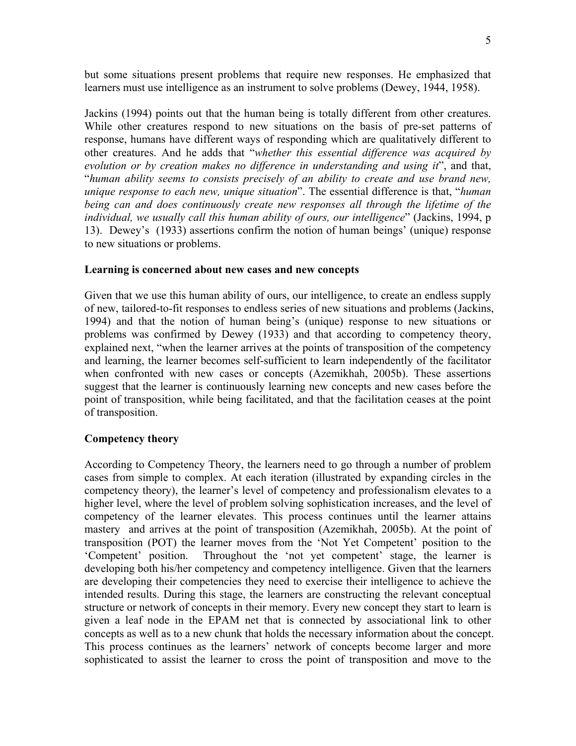but some situations present problems that require new responses. He emphasized that learners must use intelligence as an instrument to solve problems (Dewey, 1944, 1958).

Jackins (1994) points out that the human being is totally different from other creatures. While other creatures respond to new situations on the basis of pre-set patterns of response, humans have different ways of responding which are qualitatively different to other creatures. And he adds that "*whether this essential difference was acquired by evolution or by creation makes no difference in understanding and using it*", and that, "*human ability seems to consists precisely of an ability to create and use brand new, unique response to each new, unique situation*". The essential difference is that, "*human being can and does continuously create new responses all through the lifetime of the individual, we usually call this human ability of ours, our intelligence*" (Jackins, 1994, p 13). Dewey's (1933) assertions confirm the notion of human beings' (unique) response to new situations or problems.

**Learning is concerned about new cases and new concepts**

Given that we use this human ability of ours, our intelligence, to create an endless supply of new, tailored-to-fit responses to endless series of new situations and problems (Jackins, 1994) and that the notion of human being's (unique) response to new situations or problems was confirmed by Dewey (1933) and that according to competency theory, explained next, "when the learner arrives at the points of transposition of the competency and learning, the learner becomes self-sufficient to learn independently of the facilitator when confronted with new cases or concepts (Azemikhah, 2005b). These assertions suggest that the learner is continuously learning new concepts and new cases before the point of transposition, while being facilitated, and that the facilitation ceases at the point of transposition.

**Competency theory**

According to Competency Theory, the learners need to go through a number of problem cases from simple to complex. At each iteration (illustrated by expanding circles in the competency theory), the learner's level of competency and professionalism elevates to a higher level, where the level of problem solving sophistication increases, and the level of competency of the learner elevates. This process continues until the learner attains mastery and arrives at the point of transposition (Azemikhah, 2005b). At the point of transposition (POT) the learner moves from the 'Not Yet Competent' position to the 'Competent' position. Throughout the 'not yet competent' stage, the learner is developing both his/her competency and competency intelligence. Given that the learners are developing their competencies they need to exercise their intelligence to achieve the intended results. During this stage, the learners are constructing the relevant conceptual structure or network of concepts in their memory. Every new concept they start to learn is given a leaf node in the EPAM net that is connected by associational link to other concepts as well as to a new chunk that holds the necessary information about the concept. This process continues as the learners' network of concepts become larger and more sophisticated to assist the learner to cross the point of transposition and move to the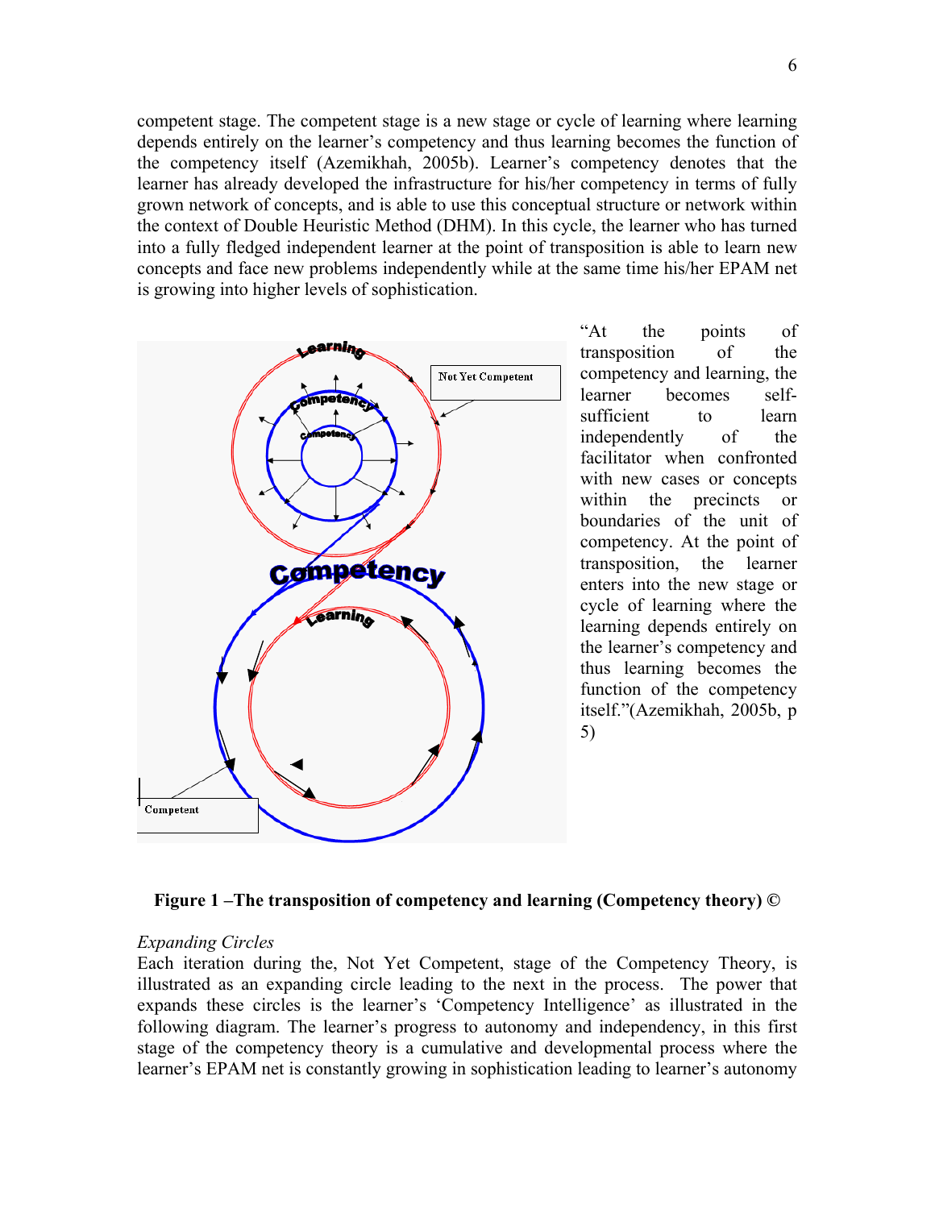competent stage. The competent stage is a new stage or cycle of learning where learning depends entirely on the learner's competency and thus learning becomes the function of the competency itself (Azemikhah, 2005b). Learner's competency denotes that the learner has already developed the infrastructure for his/her competency in terms of fully grown network of concepts, and is able to use this conceptual structure or network within the context of Double Heuristic Method (DHM). In this cycle, the learner who has turned into a fully fledged independent learner at the point of transposition is able to learn new concepts and face new problems independently while at the same time his/her EPAM net is growing into higher levels of sophistication.

"At the points of transposition of the competency and learning, the learner becomes self-sufficient to learn independently of the facilitator when confronted with new cases or concepts within the precincts or boundaries of the unit of competency. At the point of transposition, the learner enters into the new stage or cycle of learning where the learning depends entirely on the learner's competency and thus learning becomes the function of the competency itself."(Azemikhah, 2005b, p 5)

**Figure 1 –The transposition of competency and learning (Competency theory) ©**

*Expanding Circles*

Each iteration during the, Not Yet Competent, stage of the Competency Theory, is illustrated as an expanding circle leading to the next in the process. The power that expands these circles is the learner's 'Competency Intelligence' as illustrated in the following diagram. The learner's progress to autonomy and independency, in this first stage of the competency theory is a cumulative and developmental process where the learner's EPAM net is constantly growing in sophistication leading to learner's autonomy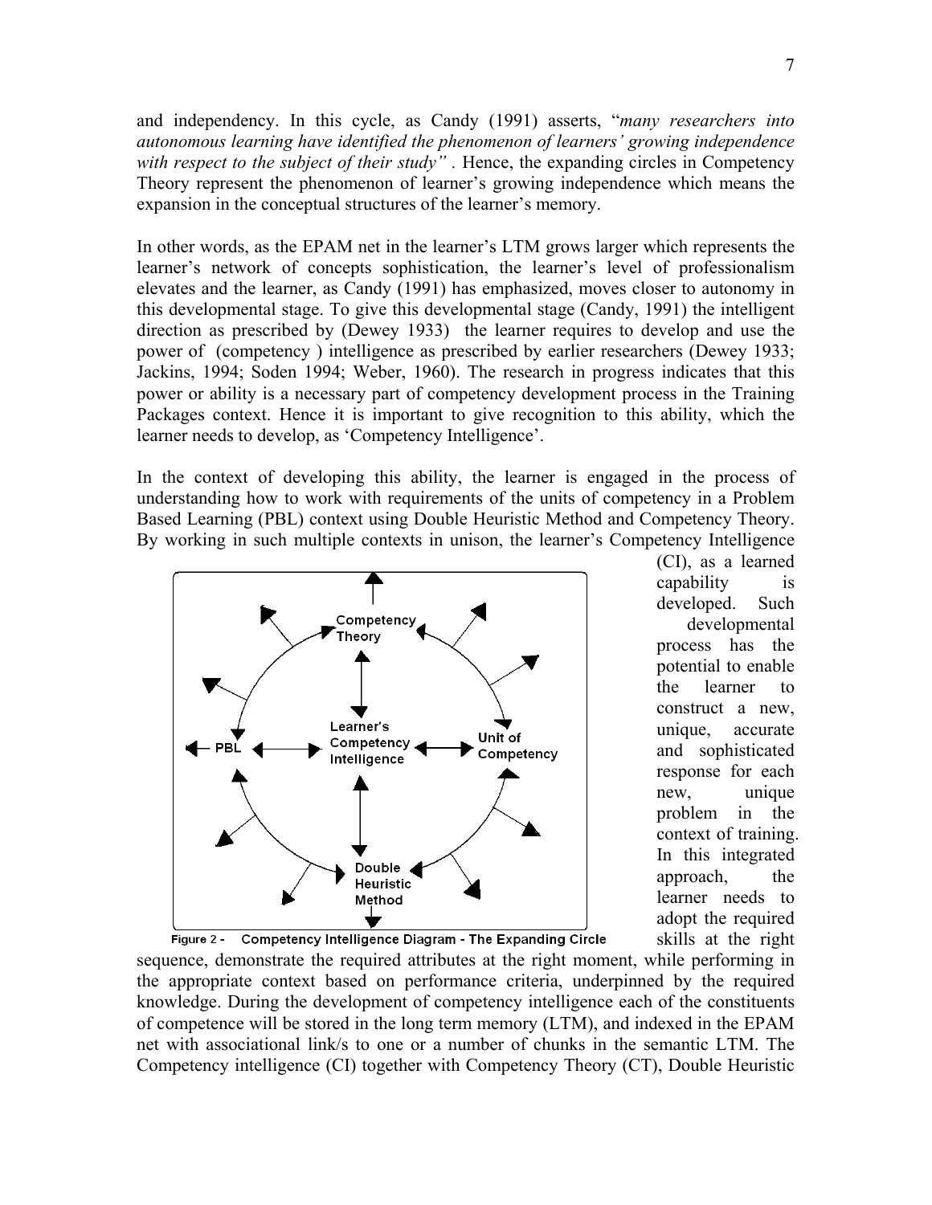and independency. In this cycle, as Candy (1991) asserts, "*many researchers into autonomous learning have identified the phenomenon of learners' growing independence with respect to the subject of their study"* . Hence, the expanding circles in Competency Theory represent the phenomenon of learner's growing independence which means the expansion in the conceptual structures of the learner's memory.

In other words, as the EPAM net in the learner's LTM grows larger which represents the learner's network of concepts sophistication, the learner's level of professionalism elevates and the learner, as Candy (1991) has emphasized, moves closer to autonomy in this developmental stage. To give this developmental stage (Candy, 1991) the intelligent direction as prescribed by (Dewey 1933) the learner requires to develop and use the power of (competency ) intelligence as prescribed by earlier researchers (Dewey 1933; Jackins, 1994; Soden 1994; Weber, 1960). The research in progress indicates that this power or ability is a necessary part of competency development process in the Training Packages context. Hence it is important to give recognition to this ability, which the learner needs to develop, as 'Competency Intelligence'.

In the context of developing this ability, the learner is engaged in the process of understanding how to work with requirements of the units of competency in a Problem Based Learning (PBL) context using Double Heuristic Method and Competency Theory. By working in such multiple contexts in unison, the learner's Competency Intelligence (CI), as a learned capability is developed. Such developmental process has the potential to enable the learner to construct a new, unique, accurate and sophisticated response for each new, unique problem in the context of training. In this integrated approach, the learner needs to adopt the required skills at the right sequence, demonstrate the required attributes at the right moment, while performing in the appropriate context based on performance criteria, underpinned by the required knowledge. During the development of competency intelligence each of the constituents of competence will be stored in the long term memory (LTM), and indexed in the EPAM net with associational link/s to one or a number of chunks in the semantic LTM. The Competency intelligence (CI) together with Competency Theory (CT), Double Heuristic

Figure 2 - Competency Intelligence Diagram - The Expanding Circle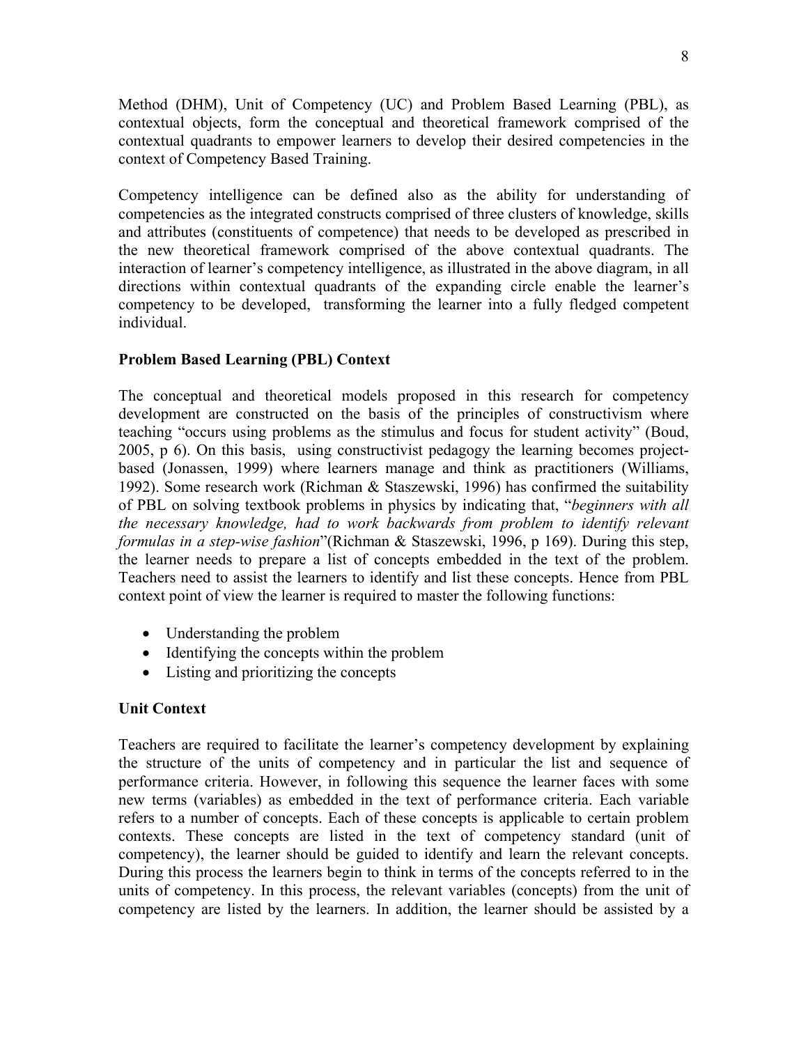Method (DHM), Unit of Competency (UC) and Problem Based Learning (PBL), as contextual objects, form the conceptual and theoretical framework comprised of the contextual quadrants to empower learners to develop their desired competencies in the context of Competency Based Training.

Competency intelligence can be defined also as the ability for understanding of competencies as the integrated constructs comprised of three clusters of knowledge, skills and attributes (constituents of competence) that needs to be developed as prescribed in the new theoretical framework comprised of the above contextual quadrants. The interaction of learner's competency intelligence, as illustrated in the above diagram, in all directions within contextual quadrants of the expanding circle enable the learner's competency to be developed, transforming the learner into a fully fledged competent individual.

**Problem Based Learning (PBL) Context**

The conceptual and theoretical models proposed in this research for competency development are constructed on the basis of the principles of constructivism where teaching "occurs using problems as the stimulus and focus for student activity" (Boud, 2005, p 6). On this basis, using constructivist pedagogy the learning becomes project-based (Jonassen, 1999) where learners manage and think as practitioners (Williams, 1992). Some research work (Richman & Staszewski, 1996) has confirmed the suitability of PBL on solving textbook problems in physics by indicating that, "*beginners with all the necessary knowledge, had to work backwards from problem to identify relevant formulas in a step-wise fashion*"(Richman & Staszewski, 1996, p 169). During this step, the learner needs to prepare a list of concepts embedded in the text of the problem. Teachers need to assist the learners to identify and list these concepts. Hence from PBL context point of view the learner is required to master the following functions:

- Understanding the problem
- Identifying the concepts within the problem
- Listing and prioritizing the concepts

**Unit Context**

Teachers are required to facilitate the learner's competency development by explaining the structure of the units of competency and in particular the list and sequence of performance criteria. However, in following this sequence the learner faces with some new terms (variables) as embedded in the text of performance criteria. Each variable refers to a number of concepts. Each of these concepts is applicable to certain problem contexts. These concepts are listed in the text of competency standard (unit of competency), the learner should be guided to identify and learn the relevant concepts. During this process the learners begin to think in terms of the concepts referred to in the units of competency. In this process, the relevant variables (concepts) from the unit of competency are listed by the learners. In addition, the learner should be assisted by a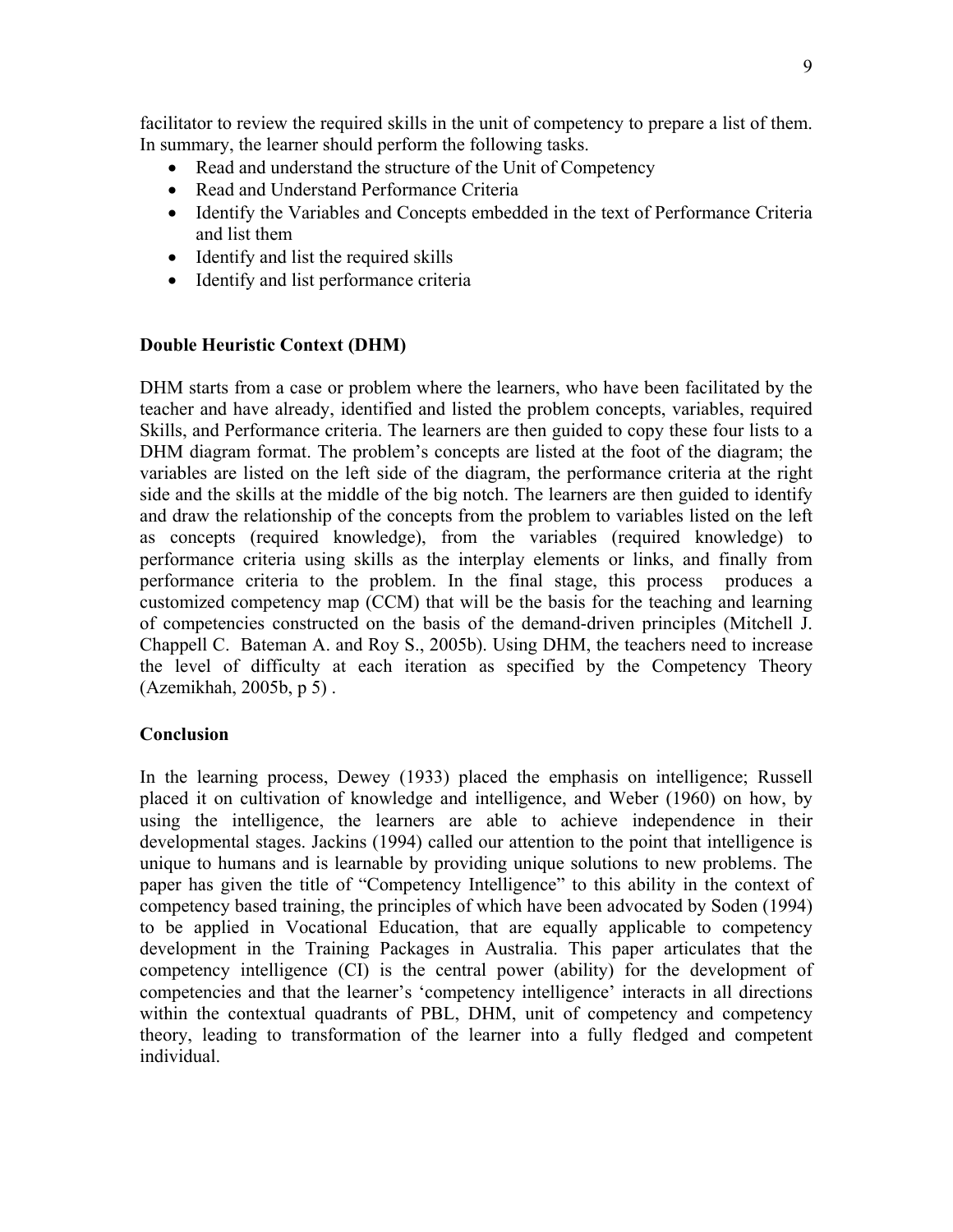facilitator to review the required skills in the unit of competency to prepare a list of them. In summary, the learner should perform the following tasks.

- Read and understand the structure of the Unit of Competency
- Read and Understand Performance Criteria
- Identify the Variables and Concepts embedded in the text of Performance Criteria and list them
- Identify and list the required skills
- Identify and list performance criteria

**Double Heuristic Context (DHM)**

DHM starts from a case or problem where the learners, who have been facilitated by the teacher and have already, identified and listed the problem concepts, variables, required Skills, and Performance criteria. The learners are then guided to copy these four lists to a DHM diagram format. The problem's concepts are listed at the foot of the diagram; the variables are listed on the left side of the diagram, the performance criteria at the right side and the skills at the middle of the big notch. The learners are then guided to identify and draw the relationship of the concepts from the problem to variables listed on the left as concepts (required knowledge), from the variables (required knowledge) to performance criteria using skills as the interplay elements or links, and finally from performance criteria to the problem. In the final stage, this process produces a customized competency map (CCM) that will be the basis for the teaching and learning of competencies constructed on the basis of the demand-driven principles (Mitchell J. Chappell C. Bateman A. and Roy S., 2005b). Using DHM, the teachers need to increase the level of difficulty at each iteration as specified by the Competency Theory (Azemikhah, 2005b, p 5) .

**Conclusion**

In the learning process, Dewey (1933) placed the emphasis on intelligence; Russell placed it on cultivation of knowledge and intelligence, and Weber (1960) on how, by using the intelligence, the learners are able to achieve independence in their developmental stages. Jackins (1994) called our attention to the point that intelligence is unique to humans and is learnable by providing unique solutions to new problems. The paper has given the title of "Competency Intelligence" to this ability in the context of competency based training, the principles of which have been advocated by Soden (1994) to be applied in Vocational Education, that are equally applicable to competency development in the Training Packages in Australia. This paper articulates that the competency intelligence (CI) is the central power (ability) for the development of competencies and that the learner's 'competency intelligence' interacts in all directions within the contextual quadrants of PBL, DHM, unit of competency and competency theory, leading to transformation of the learner into a fully fledged and competent individual.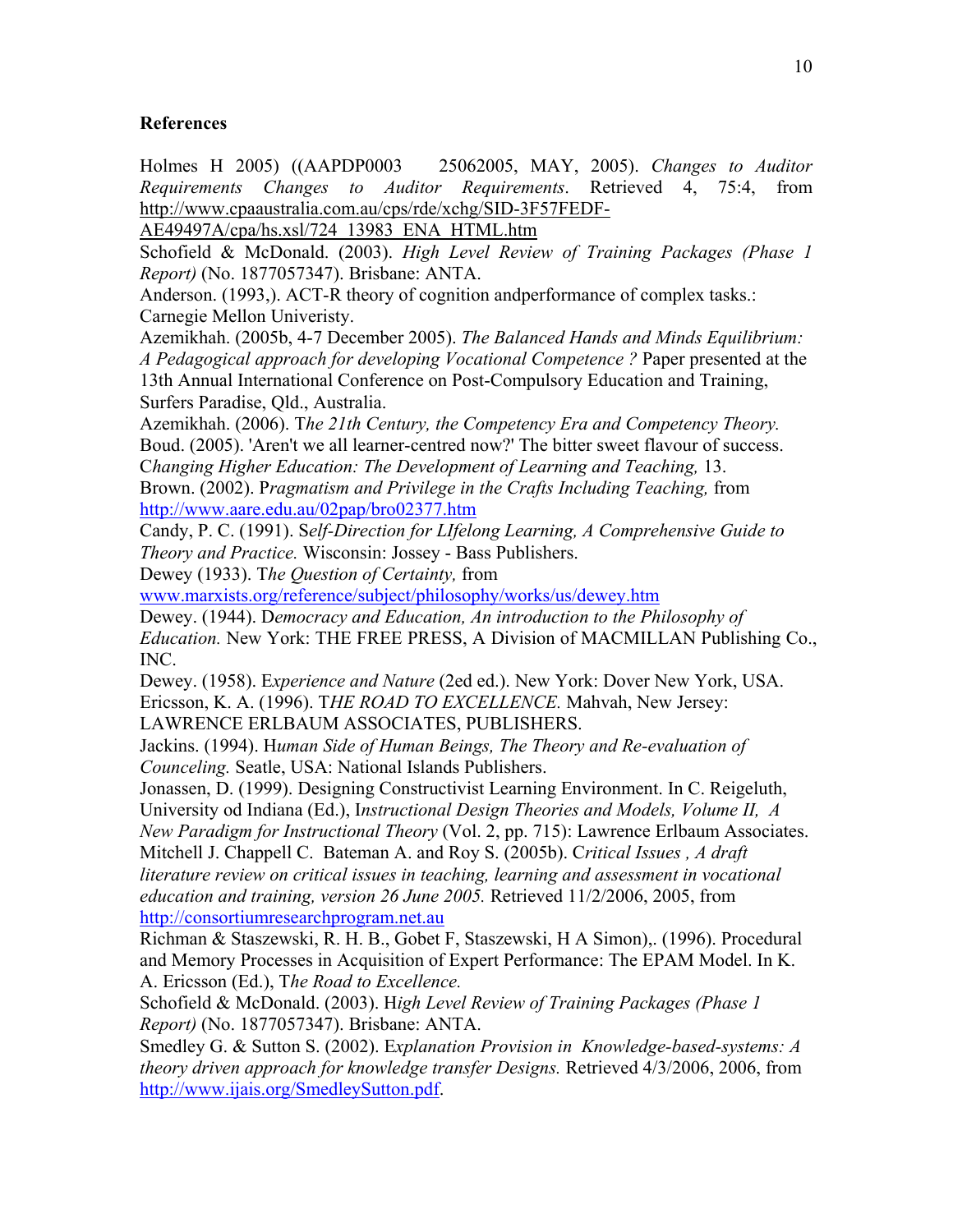**References**

Holmes H 2005) ((AAPDP0003 25062005, MAY, 2005). *Changes to Auditor Requirements Changes to Auditor Requirements*. Retrieved 4, 75:4, from http://www.cpaaustralia.com.au/cps/rde/xchg/SID-3F57FEDF-AE49497A/cpa/hs.xsl/724_13983_ENA_HTML.htm

Schofield & McDonald. (2003). *High Level Review of Training Packages (Phase 1 Report)* (No. 1877057347). Brisbane: ANTA.

Anderson. (1993,). ACT-R theory of cognition andperformance of complex tasks.: Carnegie Mellon Univeristy.

Azemikhah. (2005b, 4-7 December 2005). *The Balanced Hands and Minds Equilibrium: A Pedagogical approach for developing Vocational Competence ?* Paper presented at the 13th Annual International Conference on Post-Compulsory Education and Training, Surfers Paradise, Qld., Australia.

Azemikhah. (2006). T*he 21th Century, the Competency Era and Competency Theory.*

Boud. (2005). 'Aren't we all learner-centred now?' The bitter sweet flavour of success. C*hanging Higher Education: The Development of Learning and Teaching,* 13.

Brown. (2002). P*ragmatism and Privilege in the Crafts Including Teaching,* from http://www.aare.edu.au/02pap/bro02377.htm

Candy, P. C. (1991). S*elf-Direction for LIfelong Learning, A Comprehensive Guide to Theory and Practice.* Wisconsin: Jossey - Bass Publishers.

Dewey (1933). T*he Question of Certainty,* from www.marxists.org/reference/subject/philosophy/works/us/dewey.htm

Dewey. (1944). D*emocracy and Education, An introduction to the Philosophy of Education.* New York: THE FREE PRESS, A Division of MACMILLAN Publishing Co., INC.

Dewey. (1958). E*xperience and Nature* (2ed ed.). New York: Dover New York, USA.

Ericsson, K. A. (1996). T*HE ROAD TO EXCELLENCE.* Mahvah, New Jersey: LAWRENCE ERLBAUM ASSOCIATES, PUBLISHERS.

Jackins. (1994). H*uman Side of Human Beings, The Theory and Re-evaluation of Counceling.* Seatle, USA: National Islands Publishers.

Jonassen, D. (1999). Designing Constructivist Learning Environment. In C. Reigeluth, University od Indiana (Ed.), I*nstructional Design Theories and Models, Volume II, A New Paradigm for Instructional Theory* (Vol. 2, pp. 715): Lawrence Erlbaum Associates.

Mitchell J. Chappell C. Bateman A. and Roy S. (2005b). C*ritical Issues , A draft literature review on critical issues in teaching, learning and assessment in vocational education and training, version 26 June 2005.* Retrieved 11/2/2006, 2005, from http://consortiumresearchprogram.net.au

Richman & Staszewski, R. H. B., Gobet F, Staszewski, H A Simon),. (1996). Procedural and Memory Processes in Acquisition of Expert Performance: The EPAM Model. In K. A. Ericsson (Ed.), T*he Road to Excellence.*

Schofield & McDonald. (2003). H*igh Level Review of Training Packages (Phase 1 Report)* (No. 1877057347). Brisbane: ANTA.

Smedley G. & Sutton S. (2002). E*xplanation Provision in Knowledge-based-systems: A theory driven approach for knowledge transfer Designs.* Retrieved 4/3/2006, 2006, from http://www.ijais.org/SmedleySutton.pdf.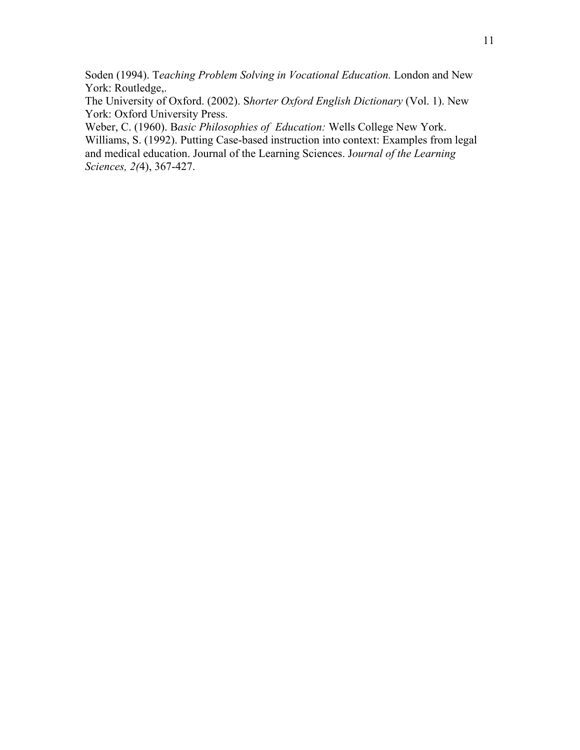Soden (1994). T*eaching Problem Solving in Vocational Education.* London and New York: Routledge,.

The University of Oxford. (2002). S*horter Oxford English Dictionary* (Vol. 1). New York: Oxford University Press.

Weber, C. (1960). B*asic Philosophies of Education:* Wells College New York.

Williams, S. (1992). Putting Case-based instruction into context: Examples from legal and medical education. Journal of the Learning Sciences. J*ournal of the Learning Sciences, 2(*4), 367-427.